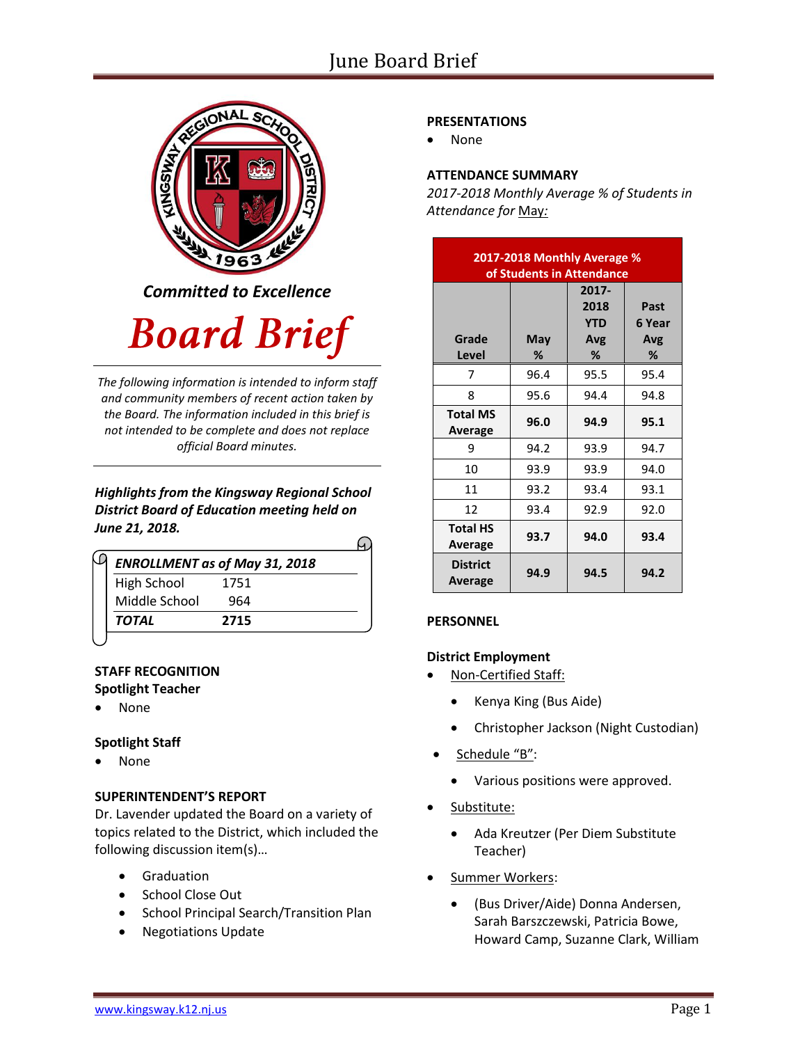**Committed to Excellence**

# Board Brief

*The following information is intended to inform staff and community members of recent action taken by the Board. The information included in this brief is not intended to be complete and does not replace official Board minutes.*

***Highlights from the Kingsway Regional School District Board of Education meeting held on June 21, 2018.***

| ***ENROLLMENT as of May 31, 2018*** | |
|---|---|
| High School | 1751 |
| Middle School | 964 |
| ***TOTAL*** | **2715** |

## STAFF RECOGNITION

### Spotlight Teacher

- None

### Spotlight Staff

- None

## SUPERINTENDENT'S REPORT

Dr. Lavender updated the Board on a variety of topics related to the District, which included the following discussion item(s)…

- Graduation
- School Close Out
- School Principal Search/Transition Plan
- Negotiations Update

## PRESENTATIONS

- None

## ATTENDANCE SUMMARY

*2017-2018 Monthly Average % of Students in Attendance for* May:

| 2017-2018 Monthly Average % of Students in Attendance | | | |
|---|---|---|---|
| **Grade Level** | **May %** | **2017-2018 YTD Avg %** | **Past 6 Year Avg %** |
| 7 | 96.4 | 95.5 | 95.4 |
| 8 | 95.6 | 94.4 | 94.8 |
| **Total MS Average** | **96.0** | **94.9** | **95.1** |
| 9 | 94.2 | 93.9 | 94.7 |
| 10 | 93.9 | 93.9 | 94.0 |
| 11 | 93.2 | 93.4 | 93.1 |
| 12 | 93.4 | 92.9 | 92.0 |
| **Total HS Average** | **93.7** | **94.0** | **93.4** |
| **District Average** | **94.9** | **94.5** | **94.2** |

## PERSONNEL

### District Employment

- Non-Certified Staff:
  - Kenya King (Bus Aide)
  - Christopher Jackson (Night Custodian)
- Schedule "B":
  - Various positions were approved.
- Substitute:
  - Ada Kreutzer (Per Diem Substitute Teacher)
- Summer Workers:
  - (Bus Driver/Aide) Donna Andersen, Sarah Barszczewski, Patricia Bowe, Howard Camp, Suzanne Clark, William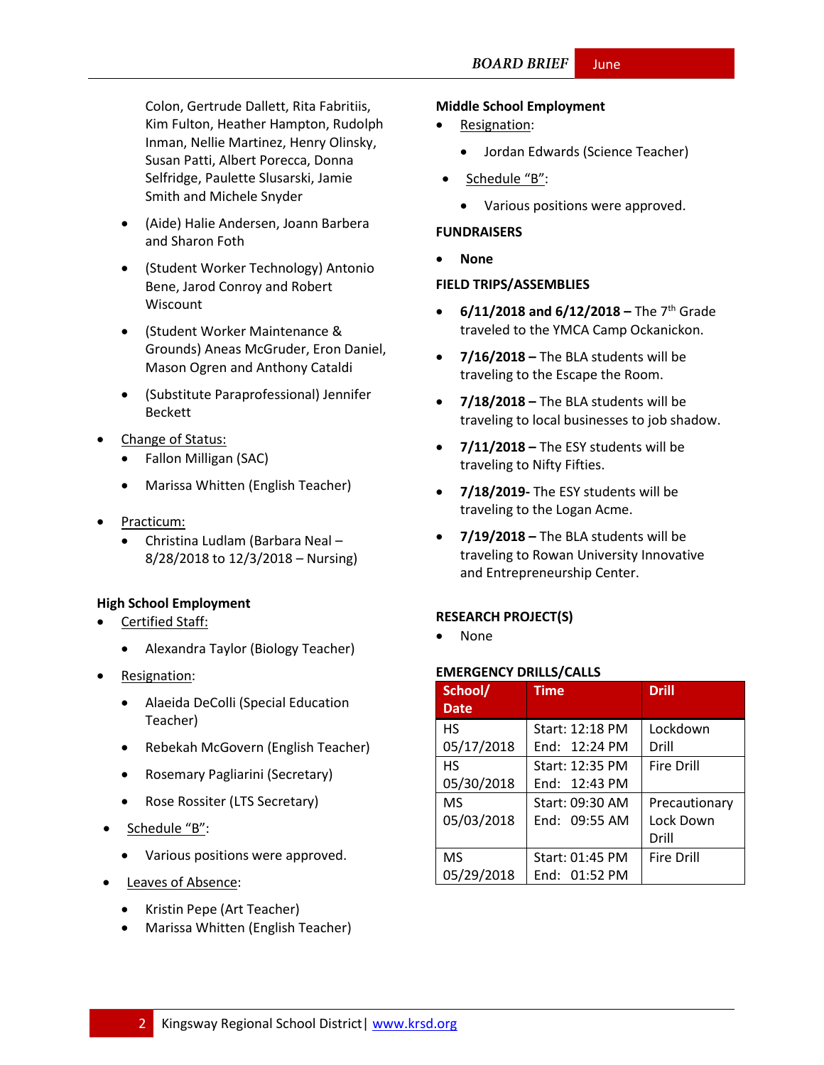Colon, Gertrude Dallett, Rita Fabritiis, Kim Fulton, Heather Hampton, Rudolph Inman, Nellie Martinez, Henry Olinsky, Susan Patti, Albert Porecca, Donna Selfridge, Paulette Slusarski, Jamie Smith and Michele Snyder

- (Aide) Halie Andersen, Joann Barbera and Sharon Foth
- (Student Worker Technology) Antonio Bene, Jarod Conroy and Robert Wiscount
- (Student Worker Maintenance & Grounds) Aneas McGruder, Eron Daniel, Mason Ogren and Anthony Cataldi
- (Substitute Paraprofessional) Jennifer Beckett

- Change of Status:
  - Fallon Milligan (SAC)
  - Marissa Whitten (English Teacher)
- Practicum:
  - Christina Ludlam (Barbara Neal – 8/28/2018 to 12/3/2018 – Nursing)

**High School Employment**

- Certified Staff:
  - Alexandra Taylor (Biology Teacher)
- Resignation:
  - Alaeida DeColli (Special Education Teacher)
  - Rebekah McGovern (English Teacher)
  - Rosemary Pagliarini (Secretary)
  - Rose Rossiter (LTS Secretary)
- Schedule "B":
  - Various positions were approved.
- Leaves of Absence:
  - Kristin Pepe (Art Teacher)
  - Marissa Whitten (English Teacher)

**Middle School Employment**

- Resignation:
  - Jordan Edwards (Science Teacher)
- Schedule "B":
  - Various positions were approved.

**FUNDRAISERS**

- **None**

**FIELD TRIPS/ASSEMBLIES**

- **6/11/2018 and 6/12/2018 –** The 7th Grade traveled to the YMCA Camp Ockanickon.
- **7/16/2018 –** The BLA students will be traveling to the Escape the Room.
- **7/18/2018 –** The BLA students will be traveling to local businesses to job shadow.
- **7/11/2018 –** The ESY students will be traveling to Nifty Fifties.
- **7/18/2019-** The ESY students will be traveling to the Logan Acme.
- **7/19/2018 –** The BLA students will be traveling to Rowan University Innovative and Entrepreneurship Center.

**RESEARCH PROJECT(S)**

- None

**EMERGENCY DRILLS/CALLS**

| School/ Date | Time | Drill |
|---|---|---|
| HS 05/17/2018 | Start: 12:18 PM End: 12:24 PM | Lockdown Drill |
| HS 05/30/2018 | Start: 12:35 PM End: 12:43 PM | Fire Drill |
| MS 05/03/2018 | Start: 09:30 AM End: 09:55 AM | Precautionary Lock Down Drill |
| MS 05/29/2018 | Start: 01:45 PM End: 01:52 PM | Fire Drill |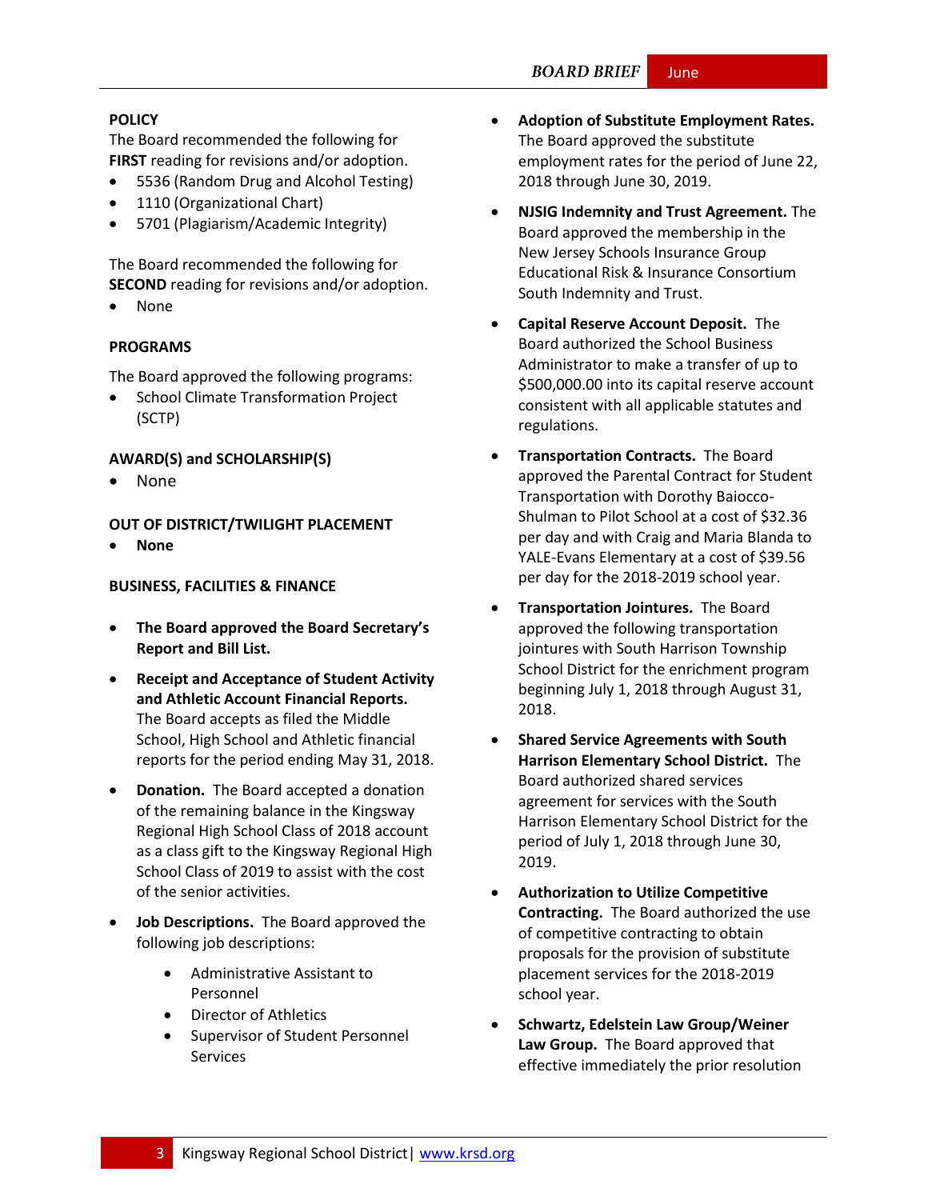**POLICY**

The Board recommended the following for **FIRST** reading for revisions and/or adoption.

- 5536 (Random Drug and Alcohol Testing)
- 1110 (Organizational Chart)
- 5701 (Plagiarism/Academic Integrity)

The Board recommended the following for **SECOND** reading for revisions and/or adoption.

- None

**PROGRAMS**

The Board approved the following programs:

- School Climate Transformation Project (SCTP)

**AWARD(S) and SCHOLARSHIP(S)**

- None

**OUT OF DISTRICT/TWILIGHT PLACEMENT**

- **None**

**BUSINESS, FACILITIES & FINANCE**

- **The Board approved the Board Secretary's Report and Bill List.**
- **Receipt and Acceptance of Student Activity and Athletic Account Financial Reports.** The Board accepts as filed the Middle School, High School and Athletic financial reports for the period ending May 31, 2018.
- **Donation.** The Board accepted a donation of the remaining balance in the Kingsway Regional High School Class of 2018 account as a class gift to the Kingsway Regional High School Class of 2019 to assist with the cost of the senior activities.
- **Job Descriptions.** The Board approved the following job descriptions:
  - Administrative Assistant to Personnel
  - Director of Athletics
  - Supervisor of Student Personnel Services
- **Adoption of Substitute Employment Rates.** The Board approved the substitute employment rates for the period of June 22, 2018 through June 30, 2019.
- **NJSIG Indemnity and Trust Agreement.** The Board approved the membership in the New Jersey Schools Insurance Group Educational Risk & Insurance Consortium South Indemnity and Trust.
- **Capital Reserve Account Deposit.** The Board authorized the School Business Administrator to make a transfer of up to $500,000.00 into its capital reserve account consistent with all applicable statutes and regulations.
- **Transportation Contracts.** The Board approved the Parental Contract for Student Transportation with Dorothy Baiocco-Shulman to Pilot School at a cost of $32.36 per day and with Craig and Maria Blanda to YALE-Evans Elementary at a cost of $39.56 per day for the 2018-2019 school year.
- **Transportation Jointures.** The Board approved the following transportation jointures with South Harrison Township School District for the enrichment program beginning July 1, 2018 through August 31, 2018.
- **Shared Service Agreements with South Harrison Elementary School District.** The Board authorized shared services agreement for services with the South Harrison Elementary School District for the period of July 1, 2018 through June 30, 2019.
- **Authorization to Utilize Competitive Contracting.** The Board authorized the use of competitive contracting to obtain proposals for the provision of substitute placement services for the 2018-2019 school year.
- **Schwartz, Edelstein Law Group/Weiner Law Group.** The Board approved that effective immediately the prior resolution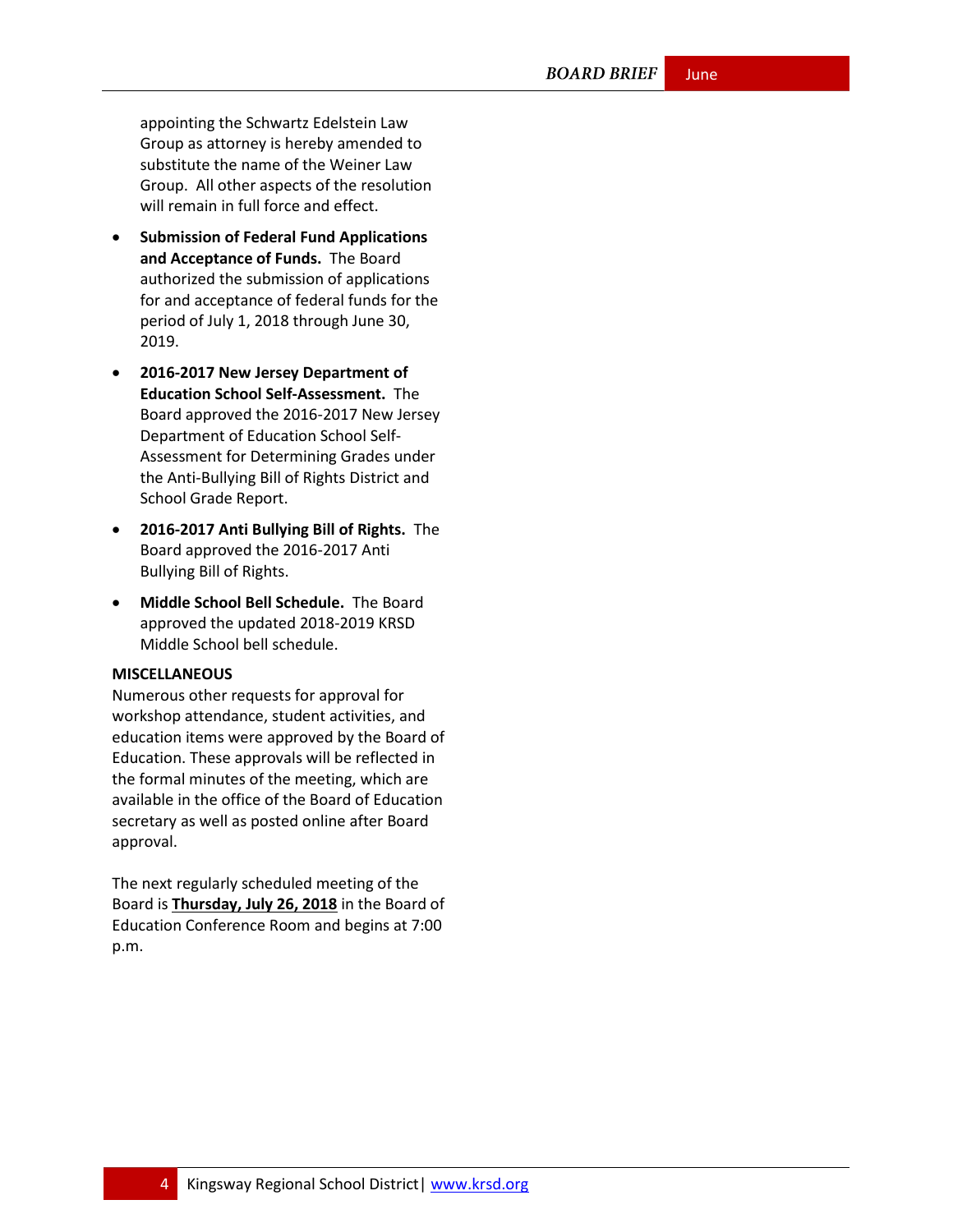appointing the Schwartz Edelstein Law Group as attorney is hereby amended to substitute the name of the Weiner Law Group. All other aspects of the resolution will remain in full force and effect.

- **Submission of Federal Fund Applications and Acceptance of Funds.** The Board authorized the submission of applications for and acceptance of federal funds for the period of July 1, 2018 through June 30, 2019.
- **2016-2017 New Jersey Department of Education School Self-Assessment.** The Board approved the 2016-2017 New Jersey Department of Education School Self-Assessment for Determining Grades under the Anti-Bullying Bill of Rights District and School Grade Report.
- **2016-2017 Anti Bullying Bill of Rights.** The Board approved the 2016-2017 Anti Bullying Bill of Rights.
- **Middle School Bell Schedule.** The Board approved the updated 2018-2019 KRSD Middle School bell schedule.

**MISCELLANEOUS**

Numerous other requests for approval for workshop attendance, student activities, and education items were approved by the Board of Education. These approvals will be reflected in the formal minutes of the meeting, which are available in the office of the Board of Education secretary as well as posted online after Board approval.

The next regularly scheduled meeting of the Board is **Thursday, July 26, 2018** in the Board of Education Conference Room and begins at 7:00 p.m.